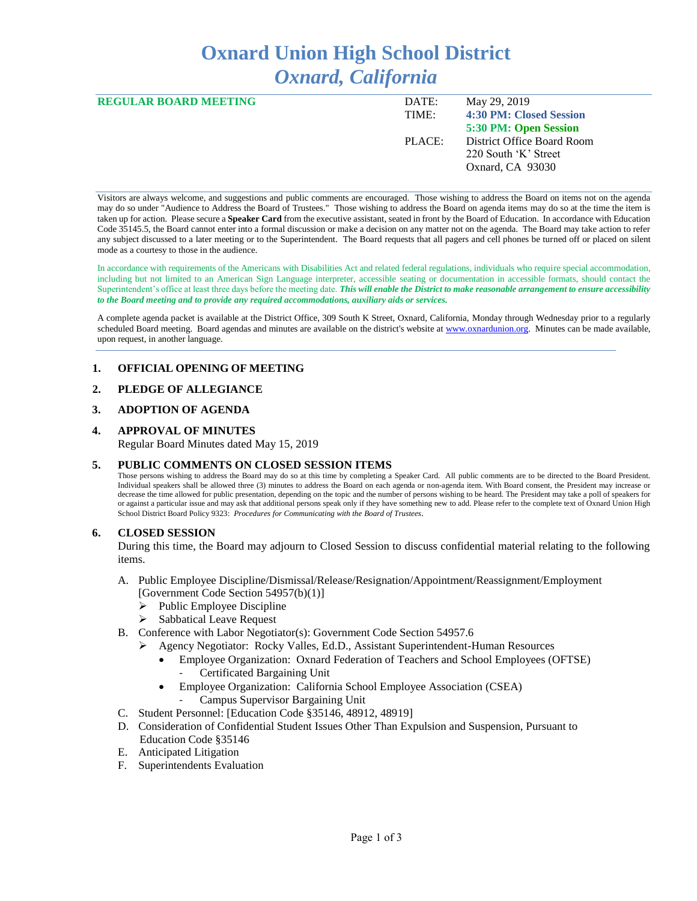# Oxnard Union High School District
## *Oxnard, California*

| | | |
|---|---|---|
| **REGULAR BOARD MEETING** | DATE: | May 29, 2019 |
| | TIME: | **4:30 PM: Closed Session** |
| | | **5:30 PM: Open Session** |
| | PLACE: | District Office Board Room |
| | | 220 South 'K' Street |
| | | Oxnard, CA 93030 |

Visitors are always welcome, and suggestions and public comments are encouraged. Those wishing to address the Board on items not on the agenda may do so under "Audience to Address the Board of Trustees." Those wishing to address the Board on agenda items may do so at the time the item is taken up for action. Please secure a **Speaker Card** from the executive assistant, seated in front by the Board of Education. In accordance with Education Code 35145.5, the Board cannot enter into a formal discussion or make a decision on any matter not on the agenda. The Board may take action to refer any subject discussed to a later meeting or to the Superintendent. The Board requests that all pagers and cell phones be turned off or placed on silent mode as a courtesy to those in the audience.

In accordance with requirements of the Americans with Disabilities Act and related federal regulations, individuals who require special accommodation, including but not limited to an American Sign Language interpreter, accessible seating or documentation in accessible formats, should contact the Superintendent's office at least three days before the meeting date. ***This will enable the District to make reasonable arrangement to ensure accessibility to the Board meeting and to provide any required accommodations, auxiliary aids or services.***

A complete agenda packet is available at the District Office, 309 South K Street, Oxnard, California, Monday through Wednesday prior to a regularly scheduled Board meeting. Board agendas and minutes are available on the district's website at www.oxnardunion.org. Minutes can be made available, upon request, in another language.

**1. OFFICIAL OPENING OF MEETING**

**2. PLEDGE OF ALLEGIANCE**

**3. ADOPTION OF AGENDA**

**4. APPROVAL OF MINUTES**

Regular Board Minutes dated May 15, 2019

**5. PUBLIC COMMENTS ON CLOSED SESSION ITEMS**

Those persons wishing to address the Board may do so at this time by completing a Speaker Card. All public comments are to be directed to the Board President. Individual speakers shall be allowed three (3) minutes to address the Board on each agenda or non-agenda item. With Board consent, the President may increase or decrease the time allowed for public presentation, depending on the topic and the number of persons wishing to be heard. The President may take a poll of speakers for or against a particular issue and may ask that additional persons speak only if they have something new to add. Please refer to the complete text of Oxnard Union High School District Board Policy 9323: *Procedures for Communicating with the Board of Trustees*.

**6. CLOSED SESSION**

During this time, the Board may adjourn to Closed Session to discuss confidential material relating to the following items.

A. Public Employee Discipline/Dismissal/Release/Resignation/Appointment/Reassignment/Employment [Government Code Section 54957(b)(1)]
   - Public Employee Discipline
   - Sabbatical Leave Request

B. Conference with Labor Negotiator(s): Government Code Section 54957.6
   - Agency Negotiator: Rocky Valles, Ed.D., Assistant Superintendent-Human Resources
     - Employee Organization: Oxnard Federation of Teachers and School Employees (OFTSE)
       - Certificated Bargaining Unit
     - Employee Organization: California School Employee Association (CSEA)
       - Campus Supervisor Bargaining Unit

C. Student Personnel: [Education Code §35146, 48912, 48919]

D. Consideration of Confidential Student Issues Other Than Expulsion and Suspension, Pursuant to Education Code §35146

E. Anticipated Litigation

F. Superintendents Evaluation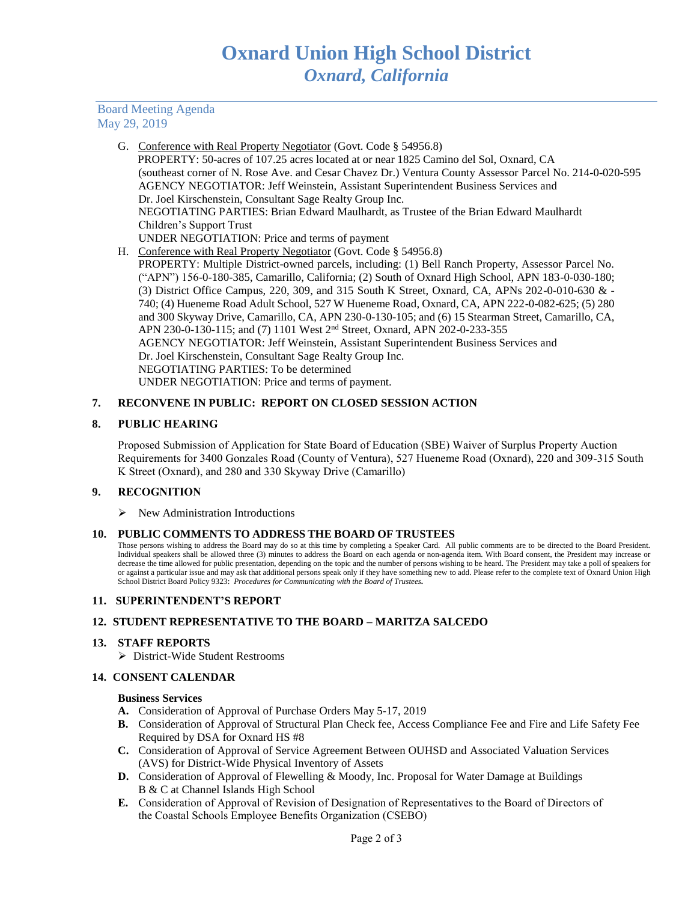Board Meeting Agenda
May 29, 2019

G. Conference with Real Property Negotiator (Govt. Code § 54956.8)
PROPERTY: 50-acres of 107.25 acres located at or near 1825 Camino del Sol, Oxnard, CA (southeast corner of N. Rose Ave. and Cesar Chavez Dr.) Ventura County Assessor Parcel No. 214-0-020-595
AGENCY NEGOTIATOR: Jeff Weinstein, Assistant Superintendent Business Services and Dr. Joel Kirschenstein, Consultant Sage Realty Group Inc.
NEGOTIATING PARTIES: Brian Edward Maulhardt, as Trustee of the Brian Edward Maulhardt Children's Support Trust
UNDER NEGOTIATION: Price and terms of payment

H. Conference with Real Property Negotiator (Govt. Code § 54956.8)
PROPERTY: Multiple District-owned parcels, including: (1) Bell Ranch Property, Assessor Parcel No. ("APN") 156-0-180-385, Camarillo, California; (2) South of Oxnard High School, APN 183-0-030-180; (3) District Office Campus, 220, 309, and 315 South K Street, Oxnard, CA, APNs 202-0-010-630 & -740; (4) Hueneme Road Adult School, 527 W Hueneme Road, Oxnard, CA, APN 222-0-082-625; (5) 280 and 300 Skyway Drive, Camarillo, CA, APN 230-0-130-105; and (6) 15 Stearman Street, Camarillo, CA, APN 230-0-130-115; and (7) 1101 West 2nd Street, Oxnard, APN 202-0-233-355
AGENCY NEGOTIATOR: Jeff Weinstein, Assistant Superintendent Business Services and Dr. Joel Kirschenstein, Consultant Sage Realty Group Inc.
NEGOTIATING PARTIES: To be determined
UNDER NEGOTIATION: Price and terms of payment.

## 7. RECONVENE IN PUBLIC: REPORT ON CLOSED SESSION ACTION

## 8. PUBLIC HEARING

Proposed Submission of Application for State Board of Education (SBE) Waiver of Surplus Property Auction Requirements for 3400 Gonzales Road (County of Ventura), 527 Hueneme Road (Oxnard), 220 and 309-315 South K Street (Oxnard), and 280 and 330 Skyway Drive (Camarillo)

## 9. RECOGNITION

- New Administration Introductions

## 10. PUBLIC COMMENTS TO ADDRESS THE BOARD OF TRUSTEES

Those persons wishing to address the Board may do so at this time by completing a Speaker Card. All public comments are to be directed to the Board President. Individual speakers shall be allowed three (3) minutes to address the Board on each agenda or non-agenda item. With Board consent, the President may increase or decrease the time allowed for public presentation, depending on the topic and the number of persons wishing to be heard. The President may take a poll of speakers for or against a particular issue and may ask that additional persons speak only if they have something new to add. Please refer to the complete text of Oxnard Union High School District Board Policy 9323: *Procedures for Communicating with the Board of Trustees.*

## 11. SUPERINTENDENT'S REPORT

## 12. STUDENT REPRESENTATIVE TO THE BOARD – MARITZA SALCEDO

## 13. STAFF REPORTS

- District-Wide Student Restrooms

## 14. CONSENT CALENDAR

**Business Services**

**A.** Consideration of Approval of Purchase Orders May 5-17, 2019
**B.** Consideration of Approval of Structural Plan Check fee, Access Compliance Fee and Fire and Life Safety Fee Required by DSA for Oxnard HS #8
**C.** Consideration of Approval of Service Agreement Between OUHSD and Associated Valuation Services (AVS) for District-Wide Physical Inventory of Assets
**D.** Consideration of Approval of Flewelling & Moody, Inc. Proposal for Water Damage at Buildings B & C at Channel Islands High School
**E.** Consideration of Approval of Revision of Designation of Representatives to the Board of Directors of the Coastal Schools Employee Benefits Organization (CSEBO)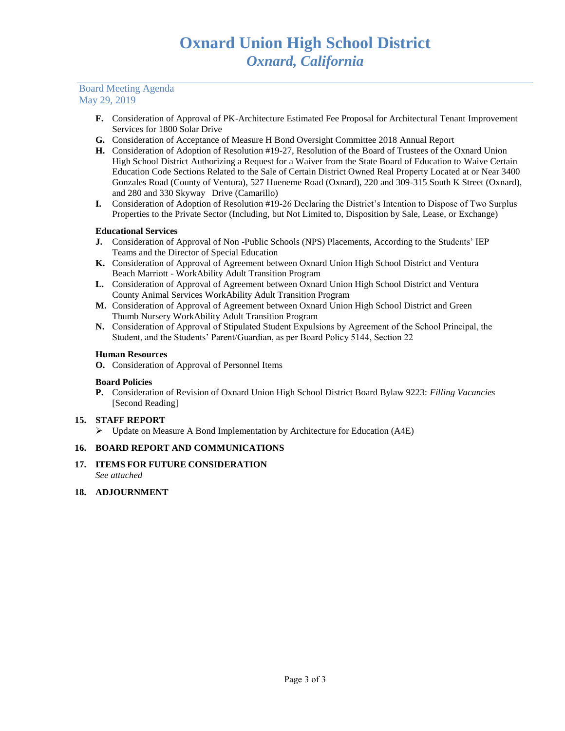F. Consideration of Approval of PK-Architecture Estimated Fee Proposal for Architectural Tenant Improvement Services for 1800 Solar Drive

G. Consideration of Acceptance of Measure H Bond Oversight Committee 2018 Annual Report

H. Consideration of Adoption of Resolution #19-27, Resolution of the Board of Trustees of the Oxnard Union High School District Authorizing a Request for a Waiver from the State Board of Education to Waive Certain Education Code Sections Related to the Sale of Certain District Owned Real Property Located at or Near 3400 Gonzales Road (County of Ventura), 527 Hueneme Road (Oxnard), 220 and 309-315 South K Street (Oxnard), and 280 and 330 Skyway Drive (Camarillo)

I. Consideration of Adoption of Resolution #19-26 Declaring the District's Intention to Dispose of Two Surplus Properties to the Private Sector (Including, but Not Limited to, Disposition by Sale, Lease, or Exchange)

**Educational Services**

J. Consideration of Approval of Non -Public Schools (NPS) Placements, According to the Students' IEP Teams and the Director of Special Education

K. Consideration of Approval of Agreement between Oxnard Union High School District and Ventura Beach Marriott - WorkAbility Adult Transition Program

L. Consideration of Approval of Agreement between Oxnard Union High School District and Ventura County Animal Services WorkAbility Adult Transition Program

M. Consideration of Approval of Agreement between Oxnard Union High School District and Green Thumb Nursery WorkAbility Adult Transition Program

N. Consideration of Approval of Stipulated Student Expulsions by Agreement of the School Principal, the Student, and the Students' Parent/Guardian, as per Board Policy 5144, Section 22

**Human Resources**

O. Consideration of Approval of Personnel Items

**Board Policies**

P. Consideration of Revision of Oxnard Union High School District Board Bylaw 9223: *Filling Vacancies* [Second Reading]

**15. STAFF REPORT**

- Update on Measure A Bond Implementation by Architecture for Education (A4E)

**16. BOARD REPORT AND COMMUNICATIONS**

**17. ITEMS FOR FUTURE CONSIDERATION**

*See attached*

**18. ADJOURNMENT**